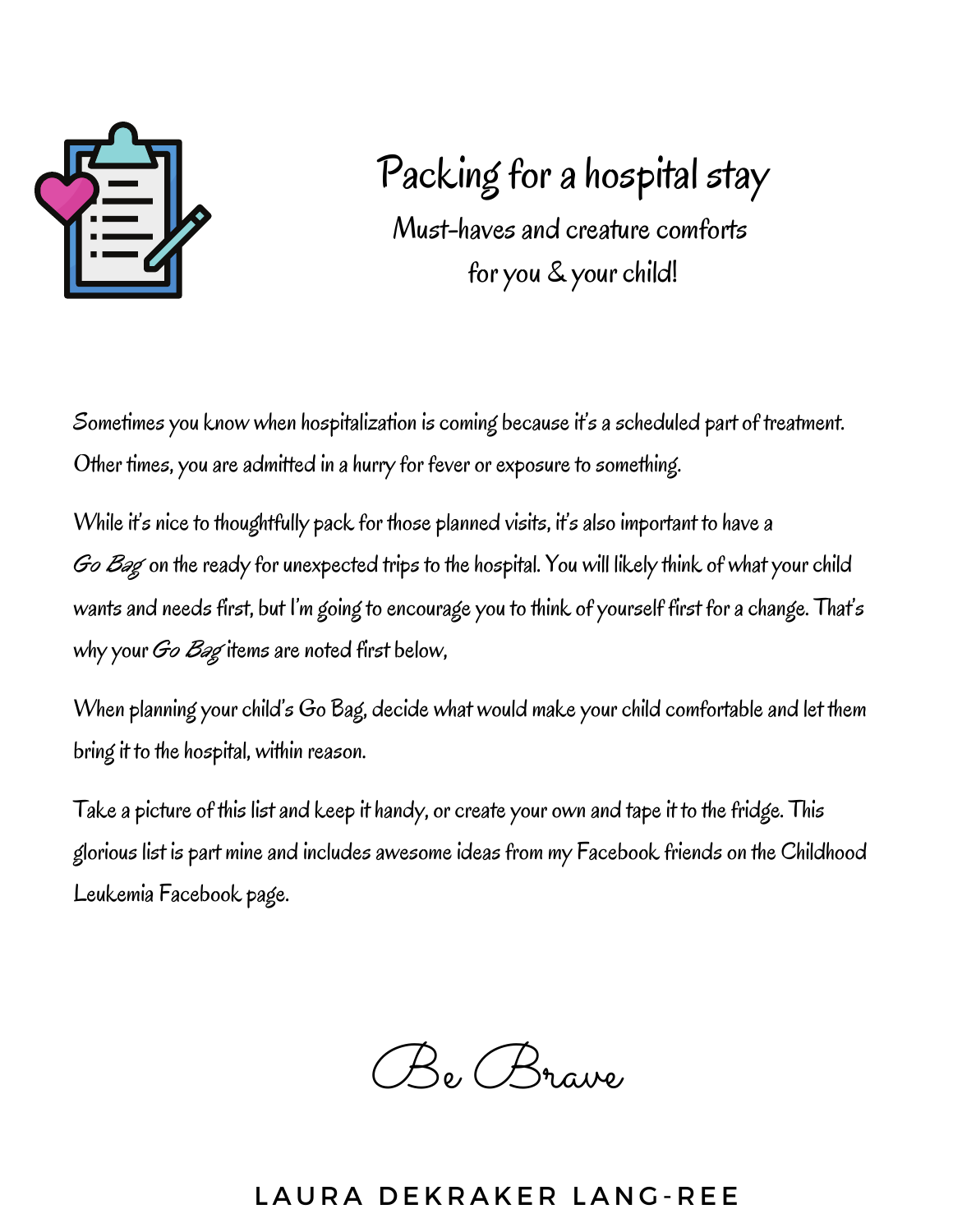# Packing for a hospital stay

## Must-haves and creature comforts for you & your child!

Sometimes you know when hospitalization is coming because it's a scheduled part of treatment. Other times, you are admitted in a hurry for fever or exposure to something.

While it's nice to thoughtfully pack for those planned visits, it's also important to have a *Go Bag* on the ready for unexpected trips to the hospital. You will likely think of what your child wants and needs first, but I'm going to encourage you to think of yourself first for a change. That's why your *Go Bag* items are noted first below,

When planning your child's Go Bag, decide what would make your child comfortable and let them bring it to the hospital, within reason.

Take a picture of this list and keep it handy, or create your own and tape it to the fridge. This glorious list is part mine and includes awesome ideas from my Facebook friends on the Childhood Leukemia Facebook page.

*Be Brave*

LAURA DEKRAKER LANG-REE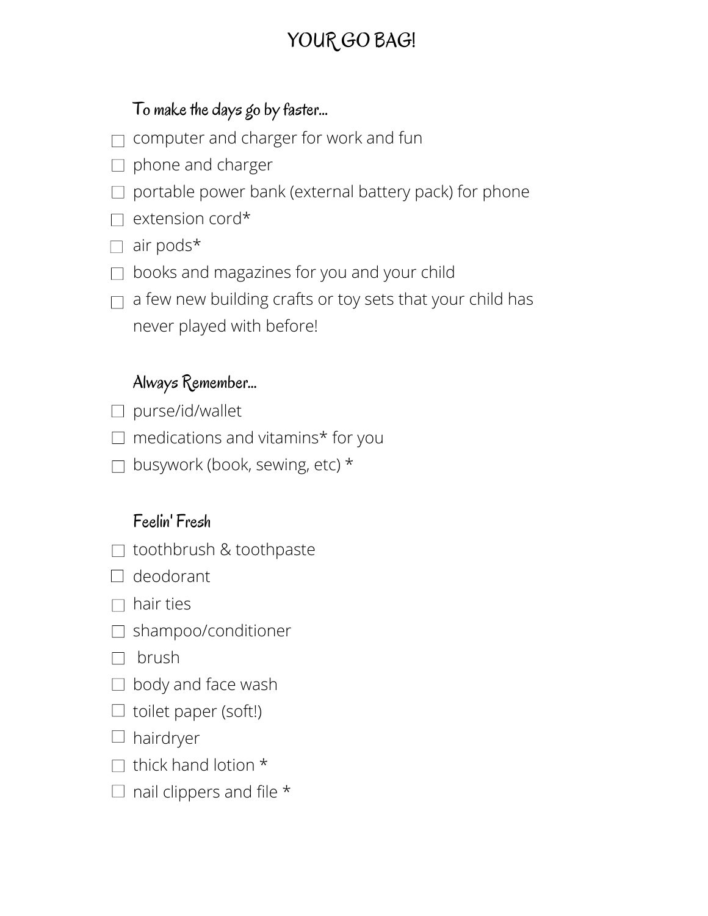# YOUR GO BAG!

## To make the days go by faster...

- [ ] computer and charger for work and fun
- [ ] phone and charger
- [ ] portable power bank (external battery pack) for phone
- [ ] extension cord*
- [ ] air pods*
- [ ] books and magazines for you and your child
- [ ] a few new building crafts or toy sets that your child has never played with before!

## Always Remember...

- [ ] purse/id/wallet
- [ ] medications and vitamins* for you
- [ ] busywork (book, sewing, etc) *

## Feelin' Fresh

- [ ] toothbrush & toothpaste
- [ ] deodorant
- [ ] hair ties
- [ ] shampoo/conditioner
- [ ] brush
- [ ] body and face wash
- [ ] toilet paper (soft!)
- [ ] hairdryer
- [ ] thick hand lotion *
- [ ] nail clippers and file *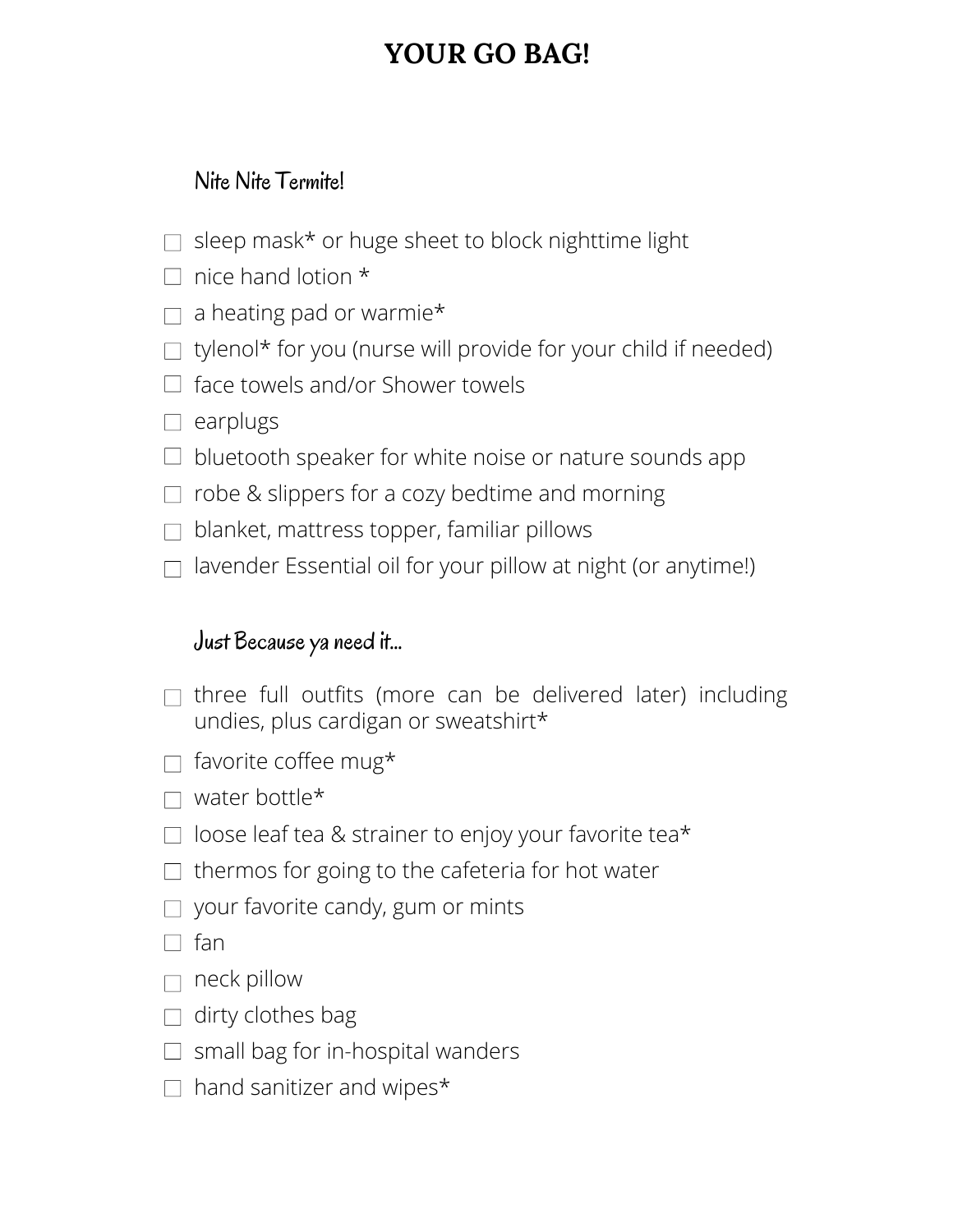# YOUR GO BAG!

## Nite Nite Termite!

- [ ] sleep mask* or huge sheet to block nighttime light
- [ ] nice hand lotion *
- [ ] a heating pad or warmie*
- [ ] tylenol* for you (nurse will provide for your child if needed)
- [ ] face towels and/or Shower towels
- [ ] earplugs
- [ ] bluetooth speaker for white noise or nature sounds app
- [ ] robe & slippers for a cozy bedtime and morning
- [ ] blanket, mattress topper, familiar pillows
- [ ] lavender Essential oil for your pillow at night (or anytime!)

## Just Because ya need it...

- [ ] three full outfits (more can be delivered later) including undies, plus cardigan or sweatshirt*
- [ ] favorite coffee mug*
- [ ] water bottle*
- [ ] loose leaf tea & strainer to enjoy your favorite tea*
- [ ] thermos for going to the cafeteria for hot water
- [ ] your favorite candy, gum or mints
- [ ] fan
- [ ] neck pillow
- [ ] dirty clothes bag
- [ ] small bag for in-hospital wanders
- [ ] hand sanitizer and wipes*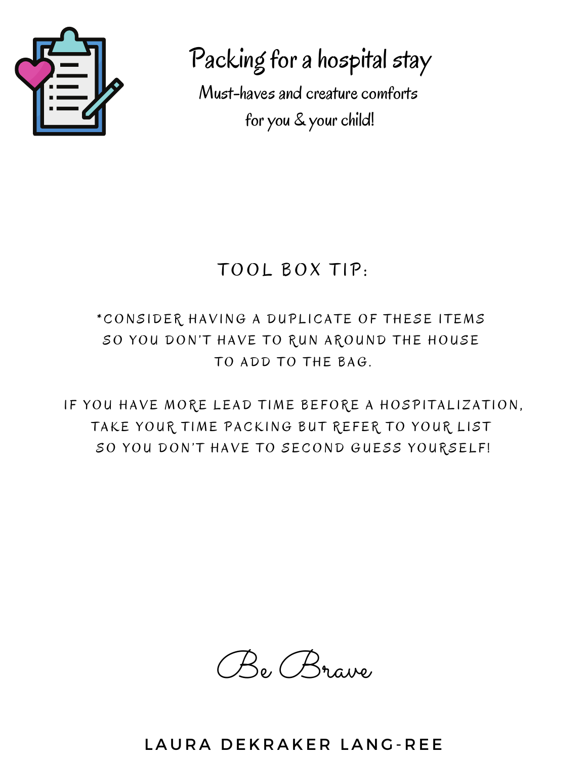# Packing for a hospital stay

Must-haves and creature comforts

for you & your child!

## TOOL BOX TIP:

*CONSIDER HAVING A DUPLICATE OF THESE ITEMS SO YOU DON'T HAVE TO RUN AROUND THE HOUSE TO ADD TO THE BAG.

IF YOU HAVE MORE LEAD TIME BEFORE A HOSPITALIZATION, TAKE YOUR TIME PACKING BUT REFER TO YOUR LIST SO YOU DON'T HAVE TO SECOND GUESS YOURSELF!

*Be Brave*

LAURA DEKRAKER LANG-REE